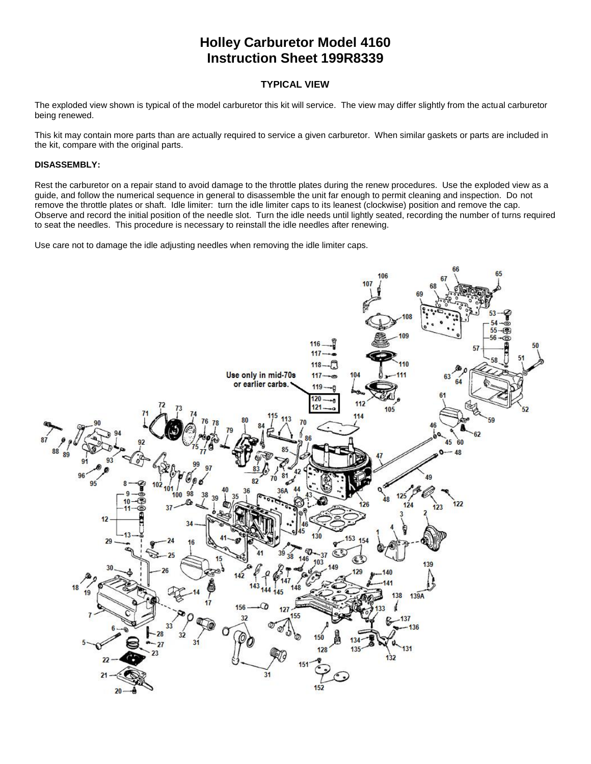# Holley Carburetor Model 4160
# Instruction Sheet 199R8339

### TYPICAL VIEW

The exploded view shown is typical of the model carburetor this kit will service. The view may differ slightly from the actual carburetor being renewed.

This kit may contain more parts than are actually required to service a given carburetor. When similar gaskets or parts are included in the kit, compare with the original parts.

**DISASSEMBLY:**

Rest the carburetor on a repair stand to avoid damage to the throttle plates during the renew procedures. Use the exploded view as a guide, and follow the numerical sequence in general to disassemble the unit far enough to permit cleaning and inspection. Do not remove the throttle plates or shaft. Idle limiter: turn the idle limiter caps to its leanest (clockwise) position and remove the cap. Observe and record the initial position of the needle slot. Turn the idle needs until lightly seated, recording the number of turns required to seat the needles. This procedure is necessary to reinstall the idle needles after renewing.

Use care not to damage the idle adjusting needles when removing the idle limiter caps.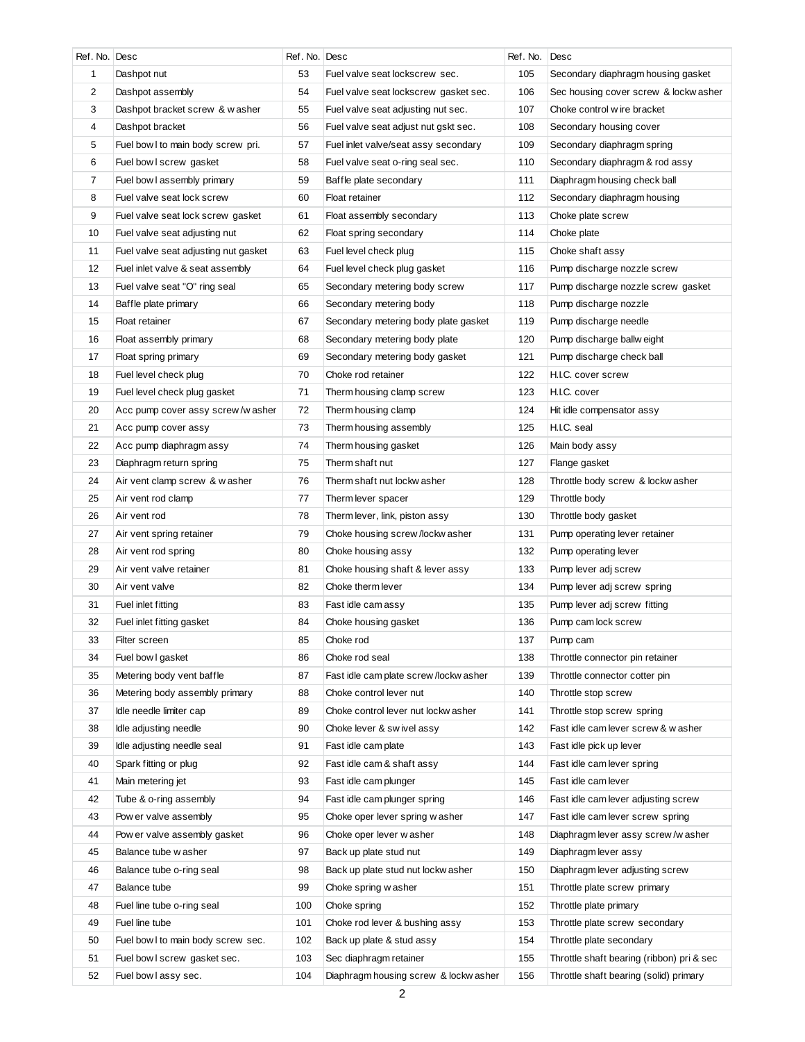| Ref. No. | Desc | Ref. No. | Desc | Ref. No. | Desc |
|---|---|---|---|---|---|
| 1 | Dashpot nut | 53 | Fuel valve seat lockscrew sec. | 105 | Secondary diaphragm housing gasket |
| 2 | Dashpot assembly | 54 | Fuel valve seat lockscrew gasket sec. | 106 | Sec housing cover screw & lockwasher |
| 3 | Dashpot bracket screw & washer | 55 | Fuel valve seat adjusting nut sec. | 107 | Choke control wire bracket |
| 4 | Dashpot bracket | 56 | Fuel valve seat adjust nut gskt sec. | 108 | Secondary housing cover |
| 5 | Fuel bowl to main body screw pri. | 57 | Fuel inlet valve/seat assy secondary | 109 | Secondary diaphragm spring |
| 6 | Fuel bowl screw gasket | 58 | Fuel valve seat o-ring seal sec. | 110 | Secondary diaphragm & rod assy |
| 7 | Fuel bowl assembly primary | 59 | Baffle plate secondary | 111 | Diaphragm housing check ball |
| 8 | Fuel valve seat lock screw | 60 | Float retainer | 112 | Secondary diaphragm housing |
| 9 | Fuel valve seat lock screw gasket | 61 | Float assembly secondary | 113 | Choke plate screw |
| 10 | Fuel valve seat adjusting nut | 62 | Float spring secondary | 114 | Choke plate |
| 11 | Fuel valve seat adjusting nut gasket | 63 | Fuel level check plug | 115 | Choke shaft assy |
| 12 | Fuel inlet valve & seat assembly | 64 | Fuel level check plug gasket | 116 | Pump discharge nozzle screw |
| 13 | Fuel valve seat "O" ring seal | 65 | Secondary metering body screw | 117 | Pump discharge nozzle screw gasket |
| 14 | Baffle plate primary | 66 | Secondary metering body | 118 | Pump discharge nozzle |
| 15 | Float retainer | 67 | Secondary metering body plate gasket | 119 | Pump discharge needle |
| 16 | Float assembly primary | 68 | Secondary metering body plate | 120 | Pump discharge ballweight |
| 17 | Float spring primary | 69 | Secondary metering body gasket | 121 | Pump discharge check ball |
| 18 | Fuel level check plug | 70 | Choke rod retainer | 122 | H.I.C. cover screw |
| 19 | Fuel level check plug gasket | 71 | Therm housing clamp screw | 123 | H.I.C. cover |
| 20 | Acc pump cover assy screw/washer | 72 | Therm housing clamp | 124 | Hit idle compensator assy |
| 21 | Acc pump cover assy | 73 | Therm housing assembly | 125 | H.I.C. seal |
| 22 | Acc pump diaphragm assy | 74 | Therm housing gasket | 126 | Main body assy |
| 23 | Diaphragm return spring | 75 | Therm shaft nut | 127 | Flange gasket |
| 24 | Air vent clamp screw & washer | 76 | Therm shaft nut lockwasher | 128 | Throttle body screw & lockwasher |
| 25 | Air vent rod clamp | 77 | Therm lever spacer | 129 | Throttle body |
| 26 | Air vent rod | 78 | Therm lever, link, piston assy | 130 | Throttle body gasket |
| 27 | Air vent spring retainer | 79 | Choke housing screw/lockwasher | 131 | Pump operating lever retainer |
| 28 | Air vent rod spring | 80 | Choke housing assy | 132 | Pump operating lever |
| 29 | Air vent valve retainer | 81 | Choke housing shaft & lever assy | 133 | Pump lever adj screw |
| 30 | Air vent valve | 82 | Choke therm lever | 134 | Pump lever adj screw spring |
| 31 | Fuel inlet fitting | 83 | Fast idle cam assy | 135 | Pump lever adj screw fitting |
| 32 | Fuel inlet fitting gasket | 84 | Choke housing gasket | 136 | Pump cam lock screw |
| 33 | Filter screen | 85 | Choke rod | 137 | Pump cam |
| 34 | Fuel bowl gasket | 86 | Choke rod seal | 138 | Throttle connector pin retainer |
| 35 | Metering body vent baffle | 87 | Fast idle cam plate screw/lockwasher | 139 | Throttle connector cotter pin |
| 36 | Metering body assembly primary | 88 | Choke control lever nut | 140 | Throttle stop screw |
| 37 | Idle needle limiter cap | 89 | Choke control lever nut lockwasher | 141 | Throttle stop screw spring |
| 38 | Idle adjusting needle | 90 | Choke lever & swivel assy | 142 | Fast idle cam lever screw & washer |
| 39 | Idle adjusting needle seal | 91 | Fast idle cam plate | 143 | Fast idle pick up lever |
| 40 | Spark fitting or plug | 92 | Fast idle cam & shaft assy | 144 | Fast idle cam lever spring |
| 41 | Main metering jet | 93 | Fast idle cam plunger | 145 | Fast idle cam lever |
| 42 | Tube & o-ring assembly | 94 | Fast idle cam plunger spring | 146 | Fast idle cam lever adjusting screw |
| 43 | Power valve assembly | 95 | Choke oper lever spring washer | 147 | Fast idle cam lever screw spring |
| 44 | Power valve assembly gasket | 96 | Choke oper lever washer | 148 | Diaphragm lever assy screw/washer |
| 45 | Balance tube washer | 97 | Back up plate stud nut | 149 | Diaphragm lever assy |
| 46 | Balance tube o-ring seal | 98 | Back up plate stud nut lockwasher | 150 | Diaphragm lever adjusting screw |
| 47 | Balance tube | 99 | Choke spring washer | 151 | Throttle plate screw primary |
| 48 | Fuel line tube o-ring seal | 100 | Choke spring | 152 | Throttle plate primary |
| 49 | Fuel line tube | 101 | Choke rod lever & bushing assy | 153 | Throttle plate screw secondary |
| 50 | Fuel bowl to main body screw sec. | 102 | Back up plate & stud assy | 154 | Throttle plate secondary |
| 51 | Fuel bowl screw gasket sec. | 103 | Sec diaphragm retainer | 155 | Throttle shaft bearing (ribbon) pri & sec |
| 52 | Fuel bowl assy sec. | 104 | Diaphragm housing screw & lockwasher | 156 | Throttle shaft bearing (solid) primary |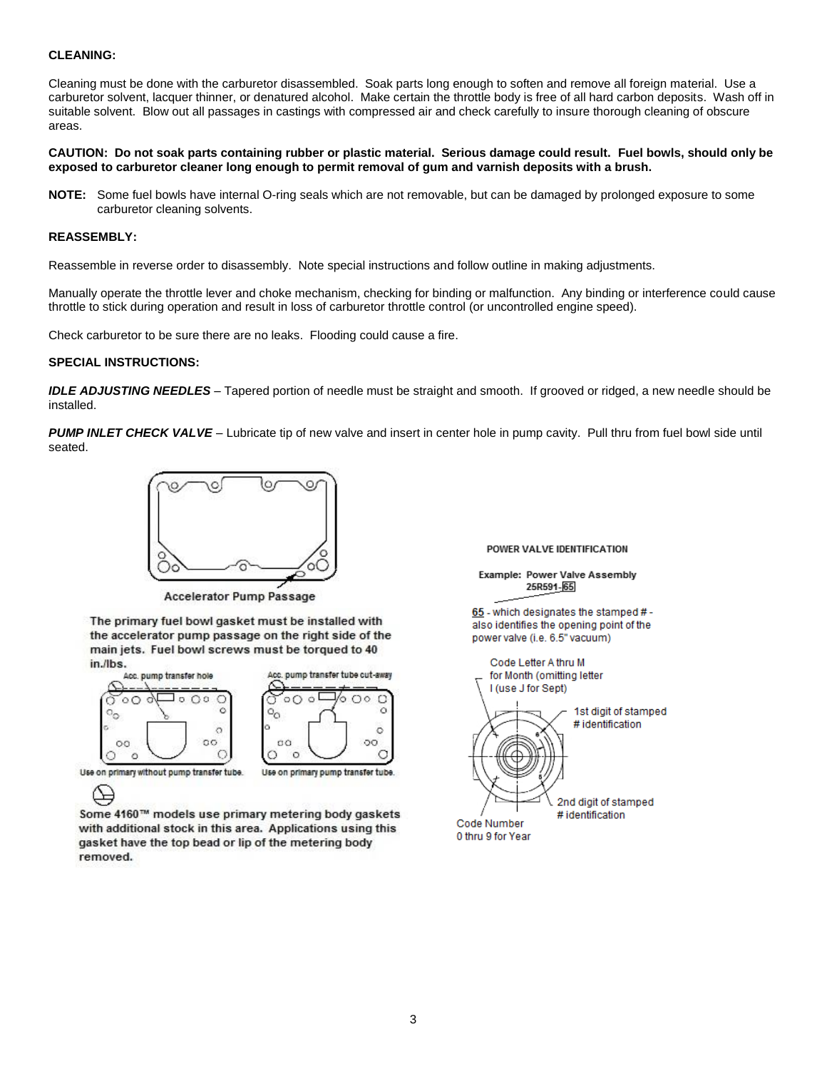**CLEANING:**

Cleaning must be done with the carburetor disassembled. Soak parts long enough to soften and remove all foreign material. Use a carburetor solvent, lacquer thinner, or denatured alcohol. Make certain the throttle body is free of all hard carbon deposits. Wash off in suitable solvent. Blow out all passages in castings with compressed air and check carefully to insure thorough cleaning of obscure areas.

**CAUTION: Do not soak parts containing rubber or plastic material. Serious damage could result. Fuel bowls, should only be exposed to carburetor cleaner long enough to permit removal of gum and varnish deposits with a brush.**

**NOTE:** Some fuel bowls have internal O-ring seals which are not removable, but can be damaged by prolonged exposure to some carburetor cleaning solvents.

**REASSEMBLY:**

Reassemble in reverse order to disassembly. Note special instructions and follow outline in making adjustments.

Manually operate the throttle lever and choke mechanism, checking for binding or malfunction. Any binding or interference could cause throttle to stick during operation and result in loss of carburetor throttle control (or uncontrolled engine speed).

Check carburetor to be sure there are no leaks. Flooding could cause a fire.

**SPECIAL INSTRUCTIONS:**

***IDLE ADJUSTING NEEDLES*** – Tapered portion of needle must be straight and smooth. If grooved or ridged, a new needle should be installed.

***PUMP INLET CHECK VALVE*** – Lubricate tip of new valve and insert in center hole in pump cavity. Pull thru from fuel bowl side until seated.

Accelerator Pump Passage

**The primary fuel bowl gasket must be installed with the accelerator pump passage on the right side of the main jets. Fuel bowl screws must be torqued to 40 in./lbs.**

Acc. pump transfer hole

Use on primary without pump transfer tube.

Acc. pump transfer tube cut-away

Use on primary pump transfer tube.

**Some 4160™ models use primary metering body gaskets with additional stock in this area. Applications using this gasket have the top bead or lip of the metering body removed.**

**POWER VALVE IDENTIFICATION**

**Example: Power Valve Assembly 25R591-65**

65 - which designates the stamped # - also identifies the opening point of the power valve (i.e. 6.5" vacuum)

Code Letter A thru M for Month (omitting letter I (use J for Sept)

1st digit of stamped # identification

2nd digit of stamped # identification

Code Number 0 thru 9 for Year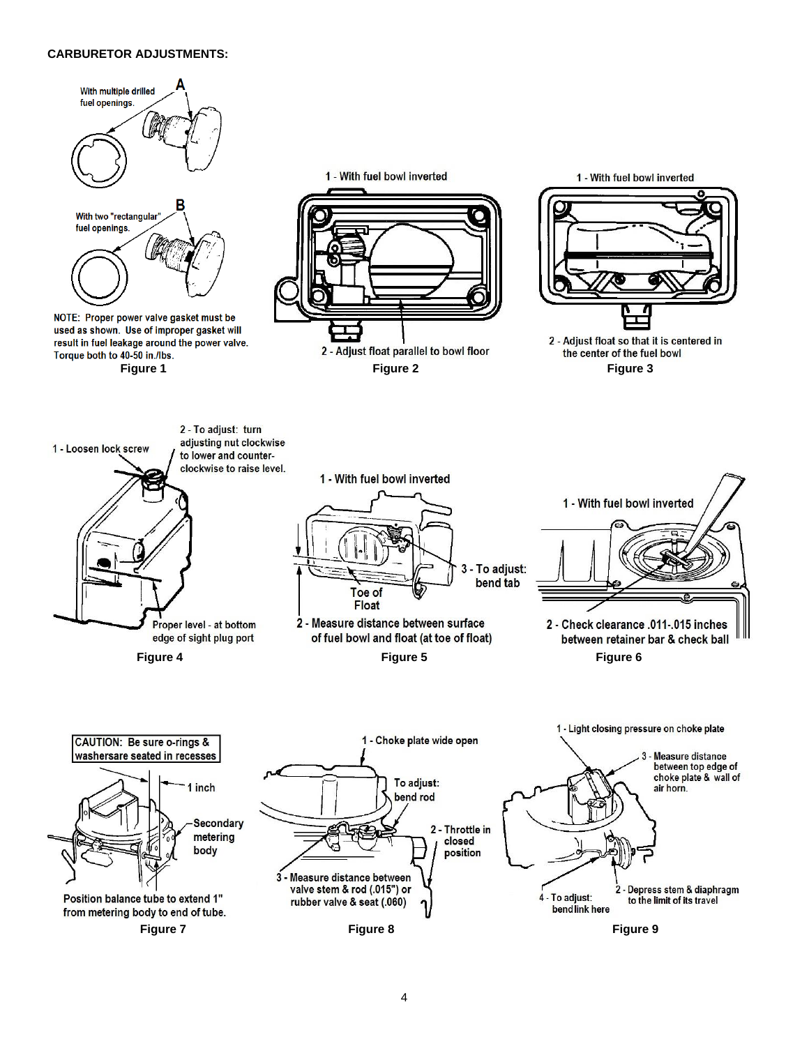## CARBURETOR ADJUSTMENTS:

A — With multiple drilled fuel openings.

B — With two "rectangular" fuel openings.

NOTE: Proper power valve gasket must be used as shown. Use of improper gasket will result in fuel leakage around the power valve. Torque both to 40-50 in./lbs.

**Figure 1**

1 - With fuel bowl inverted

2 - Adjust float parallel to bowl floor

**Figure 2**

1 - With fuel bowl inverted

2 - Adjust float so that it is centered in the center of the fuel bowl

**Figure 3**

1 - Loosen lock screw

2 - To adjust: turn adjusting nut clockwise to lower and counter-clockwise to raise level.

Proper level - at bottom edge of sight plug port

**Figure 4**

1 - With fuel bowl inverted

Toe of Float

3 - To adjust: bend tab

2 - Measure distance between surface of fuel bowl and float (at toe of float)

**Figure 5**

1 - With fuel bowl inverted

2 - Check clearance .011-.015 inches between retainer bar & check ball

**Figure 6**

CAUTION: Be sure o-rings & washers are seated in recesses

1 inch

Secondary metering body

Position balance tube to extend 1" from metering body to end of tube.

**Figure 7**

1 - Choke plate wide open

To adjust: bend rod

2 - Throttle in closed position

3 - Measure distance between valve stem & rod (.015") or rubber valve & seat (.060)

**Figure 8**

1 - Light closing pressure on choke plate

3 - Measure distance between top edge of choke plate & wall of air horn.

2 - Depress stem & diaphragm to the limit of its travel

4 - To adjust: bend link here

**Figure 9**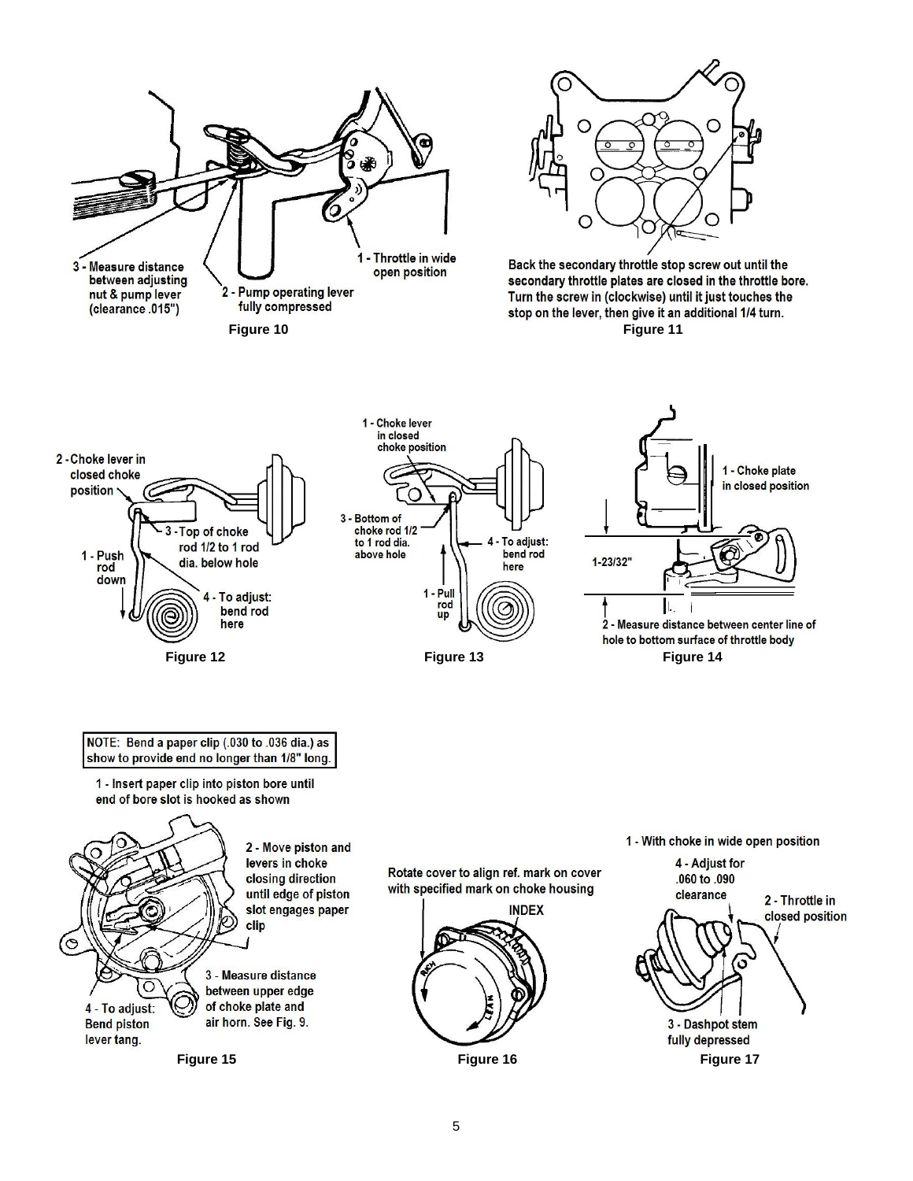3 - Measure distance between adjusting nut & pump lever (clearance .015")

2 - Pump operating lever fully compressed

1 - Throttle in wide open position

Figure 10

Back the secondary throttle stop screw out until the secondary throttle plates are closed in the throttle bore. Turn the screw in (clockwise) until it just touches the stop on the lever, then give it an additional 1/4 turn.

Figure 11

2 - Choke lever in closed choke position

3 - Top of choke rod 1/2 to 1 rod dia. below hole

1 - Push rod down

4 - To adjust: bend rod here

Figure 12

1 - Choke lever in closed choke position

3 - Bottom of choke rod 1/2 to 1 rod dia. above hole

4 - To adjust: bend rod here

1 - Pull rod up

Figure 13

1 - Choke plate in closed position

1-23/32"

2 - Measure distance between center line of hole to bottom surface of throttle body

Figure 14

NOTE: Bend a paper clip (.030 to .036 dia.) as show to provide end no longer than 1/8" long.

1 - Insert paper clip into piston bore until end of bore slot is hooked as shown

2 - Move piston and levers in choke closing direction until edge of piston slot engages paper clip

3 - Measure distance between upper edge of choke plate and air horn. See Fig. 9.

4 - To adjust: Bend piston lever tang.

Figure 15

Rotate cover to align ref. mark on cover with specified mark on choke housing

INDEX

RICH

LEAN

Figure 16

1 - With choke in wide open position

4 - Adjust for .060 to .090 clearance

2 - Throttle in closed position

3 - Dashpot stem fully depressed

Figure 17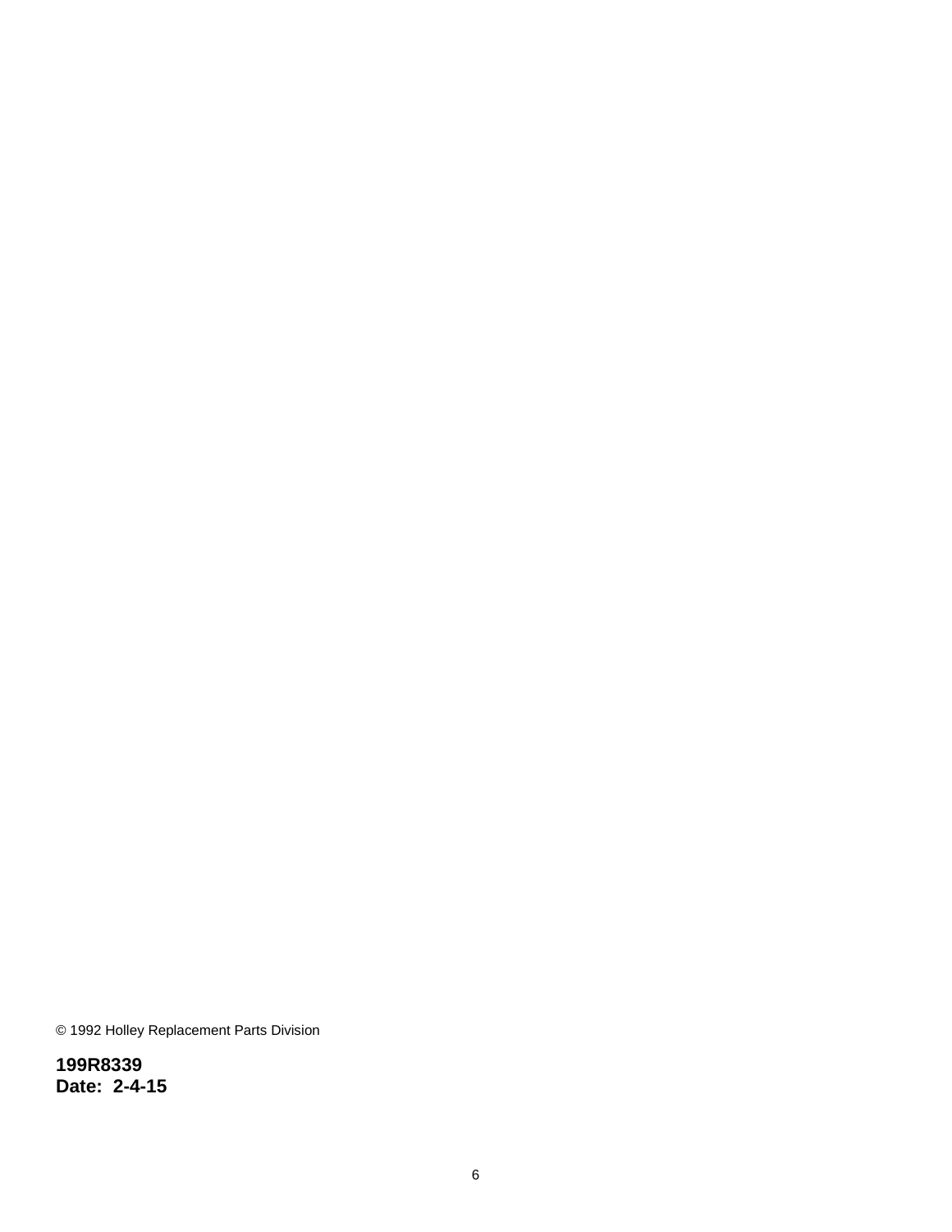© 1992 Holley Replacement Parts Division

**199R8339**
**Date: 2-4-15**